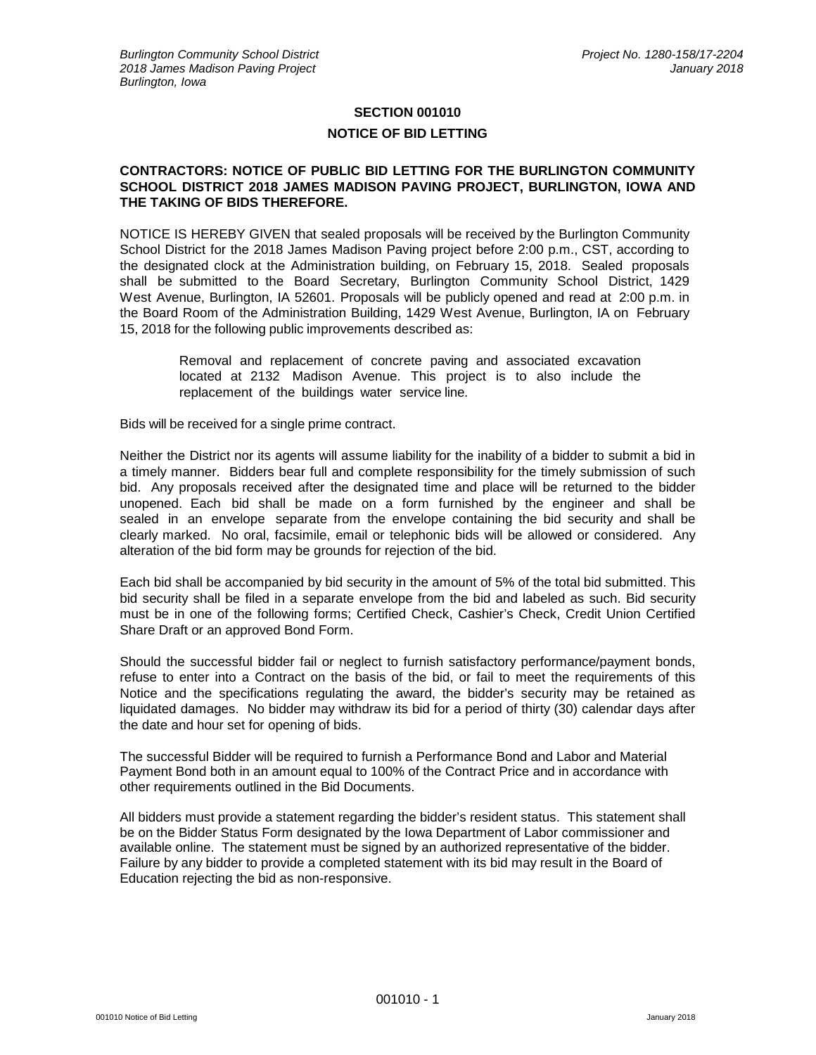## SECTION 001010

## NOTICE OF BID LETTING

**CONTRACTORS: NOTICE OF PUBLIC BID LETTING FOR THE BURLINGTON COMMUNITY SCHOOL DISTRICT 2018 JAMES MADISON PAVING PROJECT, BURLINGTON, IOWA AND THE TAKING OF BIDS THEREFORE.**

NOTICE IS HEREBY GIVEN that sealed proposals will be received by the Burlington Community School District for the 2018 James Madison Paving project before 2:00 p.m., CST, according to the designated clock at the Administration building, on February 15, 2018. Sealed proposals shall be submitted to the Board Secretary, Burlington Community School District, 1429 West Avenue, Burlington, IA 52601. Proposals will be publicly opened and read at 2:00 p.m. in the Board Room of the Administration Building, 1429 West Avenue, Burlington, IA on February 15, 2018 for the following public improvements described as:

> Removal and replacement of concrete paving and associated excavation located at 2132 Madison Avenue. This project is to also include the replacement of the buildings water service line.

Bids will be received for a single prime contract.

Neither the District nor its agents will assume liability for the inability of a bidder to submit a bid in a timely manner. Bidders bear full and complete responsibility for the timely submission of such bid. Any proposals received after the designated time and place will be returned to the bidder unopened. Each bid shall be made on a form furnished by the engineer and shall be sealed in an envelope separate from the envelope containing the bid security and shall be clearly marked. No oral, facsimile, email or telephonic bids will be allowed or considered. Any alteration of the bid form may be grounds for rejection of the bid.

Each bid shall be accompanied by bid security in the amount of 5% of the total bid submitted. This bid security shall be filed in a separate envelope from the bid and labeled as such. Bid security must be in one of the following forms; Certified Check, Cashier's Check, Credit Union Certified Share Draft or an approved Bond Form.

Should the successful bidder fail or neglect to furnish satisfactory performance/payment bonds, refuse to enter into a Contract on the basis of the bid, or fail to meet the requirements of this Notice and the specifications regulating the award, the bidder's security may be retained as liquidated damages. No bidder may withdraw its bid for a period of thirty (30) calendar days after the date and hour set for opening of bids.

The successful Bidder will be required to furnish a Performance Bond and Labor and Material Payment Bond both in an amount equal to 100% of the Contract Price and in accordance with other requirements outlined in the Bid Documents.

All bidders must provide a statement regarding the bidder's resident status. This statement shall be on the Bidder Status Form designated by the Iowa Department of Labor commissioner and available online. The statement must be signed by an authorized representative of the bidder. Failure by any bidder to provide a completed statement with its bid may result in the Board of Education rejecting the bid as non-responsive.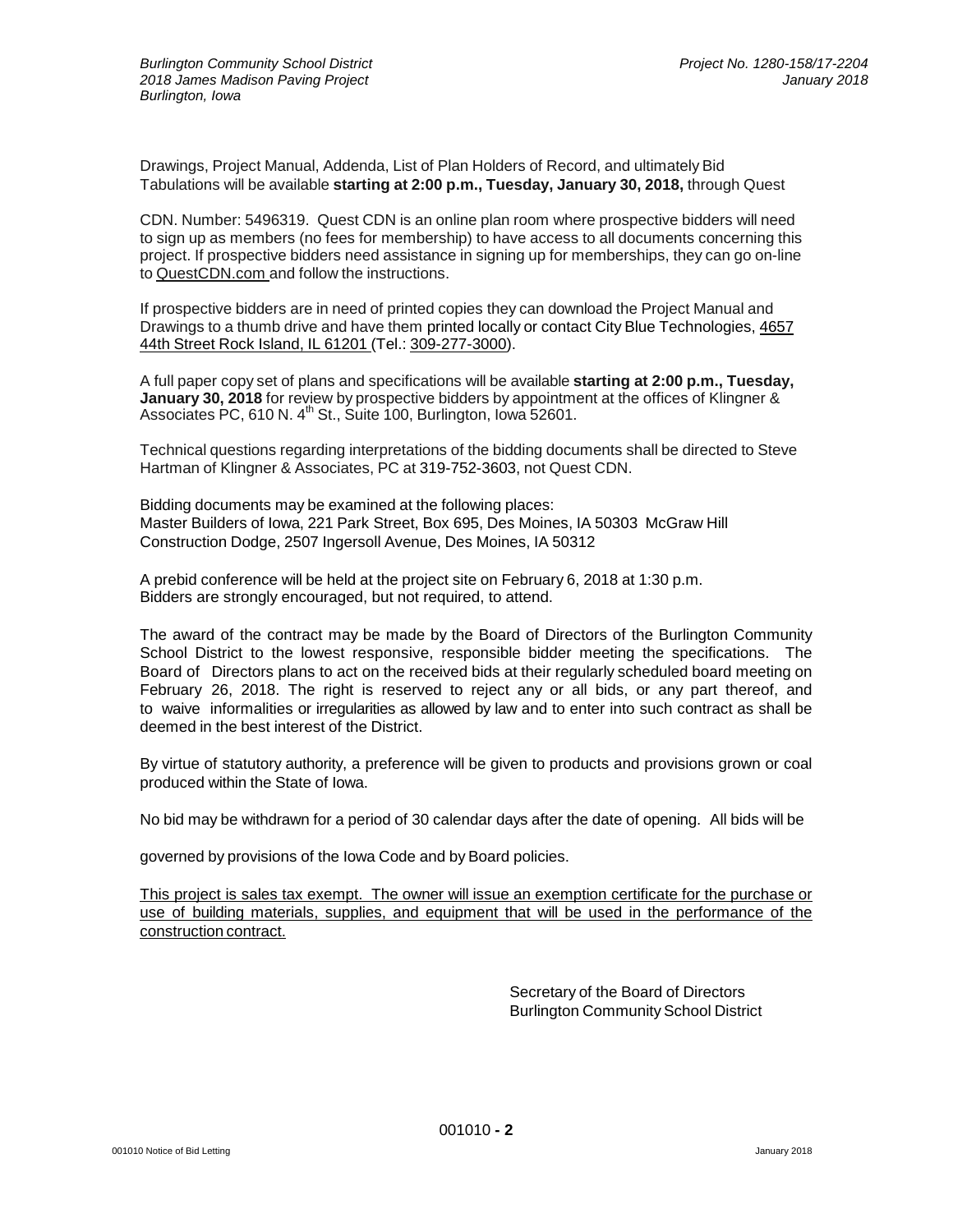Drawings, Project Manual, Addenda, List of Plan Holders of Record, and ultimately Bid Tabulations will be available **starting at 2:00 p.m., Tuesday, January 30, 2018,** through Quest CDN. Number: 5496319. Quest CDN is an online plan room where prospective bidders will need to sign up as members (no fees for membership) to have access to all documents concerning this project. If prospective bidders need assistance in signing up for memberships, they can go on-line to QuestCDN.com and follow the instructions.

If prospective bidders are in need of printed copies they can download the Project Manual and Drawings to a thumb drive and have them printed locally or contact City Blue Technologies, 4657 44th Street Rock Island, IL 61201 (Tel.: 309-277-3000).

A full paper copy set of plans and specifications will be available **starting at 2:00 p.m., Tuesday, January 30, 2018** for review by prospective bidders by appointment at the offices of Klingner & Associates PC, 610 N. 4th St., Suite 100, Burlington, Iowa 52601.

Technical questions regarding interpretations of the bidding documents shall be directed to Steve Hartman of Klingner & Associates, PC at 319-752-3603, not Quest CDN.

Bidding documents may be examined at the following places:
Master Builders of Iowa, 221 Park Street, Box 695, Des Moines, IA 50303 McGraw Hill Construction Dodge, 2507 Ingersoll Avenue, Des Moines, IA 50312

A prebid conference will be held at the project site on February 6, 2018 at 1:30 p.m.
Bidders are strongly encouraged, but not required, to attend.

The award of the contract may be made by the Board of Directors of the Burlington Community School District to the lowest responsive, responsible bidder meeting the specifications. The Board of Directors plans to act on the received bids at their regularly scheduled board meeting on February 26, 2018. The right is reserved to reject any or all bids, or any part thereof, and to waive informalities or irregularities as allowed by law and to enter into such contract as shall be deemed in the best interest of the District.

By virtue of statutory authority, a preference will be given to products and provisions grown or coal produced within the State of Iowa.

No bid may be withdrawn for a period of 30 calendar days after the date of opening. All bids will be governed by provisions of the Iowa Code and by Board policies.

This project is sales tax exempt. The owner will issue an exemption certificate for the purchase or use of building materials, supplies, and equipment that will be used in the performance of the construction contract.

Secretary of the Board of Directors
Burlington Community School District